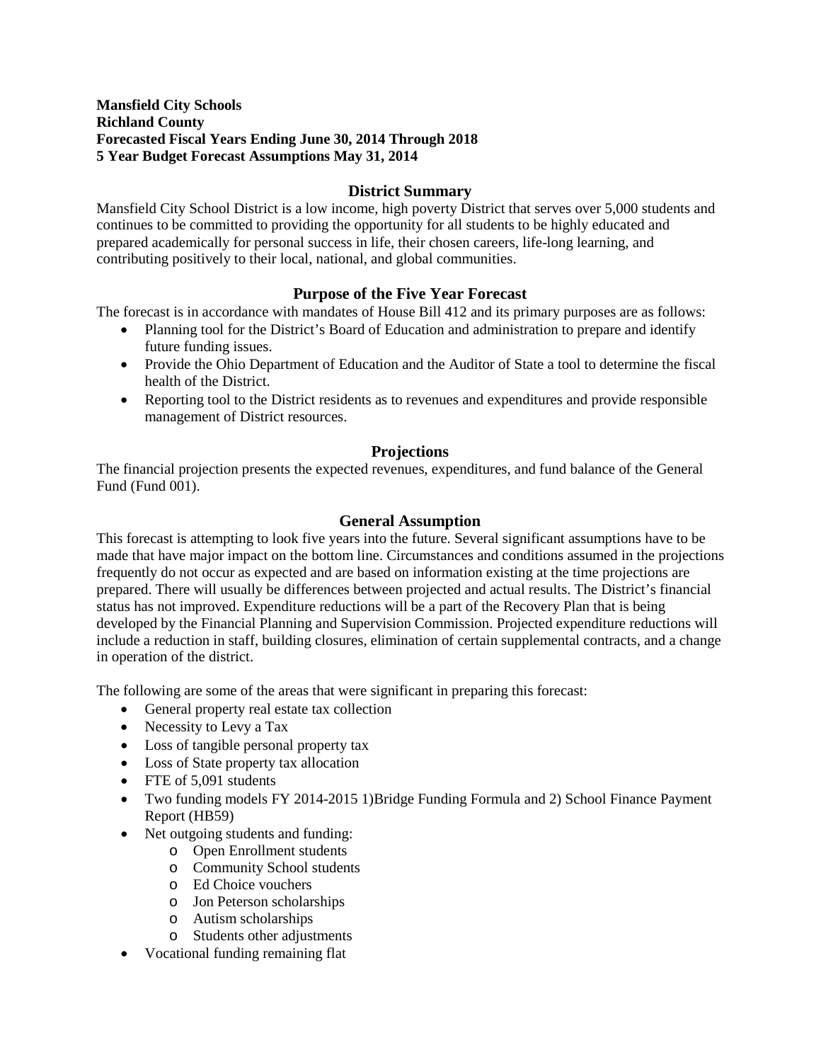**Mansfield City Schools**
**Richland County**
**Forecasted Fiscal Years Ending June 30, 2014 Through 2018**
**5 Year Budget Forecast Assumptions May 31, 2014**

## District Summary

Mansfield City School District is a low income, high poverty District that serves over 5,000 students and continues to be committed to providing the opportunity for all students to be highly educated and prepared academically for personal success in life, their chosen careers, life-long learning, and contributing positively to their local, national, and global communities.

## Purpose of the Five Year Forecast

The forecast is in accordance with mandates of House Bill 412 and its primary purposes are as follows:

- Planning tool for the District's Board of Education and administration to prepare and identify future funding issues.
- Provide the Ohio Department of Education and the Auditor of State a tool to determine the fiscal health of the District.
- Reporting tool to the District residents as to revenues and expenditures and provide responsible management of District resources.

## Projections

The financial projection presents the expected revenues, expenditures, and fund balance of the General Fund (Fund 001).

## General Assumption

This forecast is attempting to look five years into the future. Several significant assumptions have to be made that have major impact on the bottom line. Circumstances and conditions assumed in the projections frequently do not occur as expected and are based on information existing at the time projections are prepared. There will usually be differences between projected and actual results. The District's financial status has not improved. Expenditure reductions will be a part of the Recovery Plan that is being developed by the Financial Planning and Supervision Commission. Projected expenditure reductions will include a reduction in staff, building closures, elimination of certain supplemental contracts, and a change in operation of the district.

The following are some of the areas that were significant in preparing this forecast:

- General property real estate tax collection
- Necessity to Levy a Tax
- Loss of tangible personal property tax
- Loss of State property tax allocation
- FTE of 5,091 students
- Two funding models FY 2014-2015 1)Bridge Funding Formula and 2) School Finance Payment Report (HB59)
- Net outgoing students and funding:
  - Open Enrollment students
  - Community School students
  - Ed Choice vouchers
  - Jon Peterson scholarships
  - Autism scholarships
  - Students other adjustments
- Vocational funding remaining flat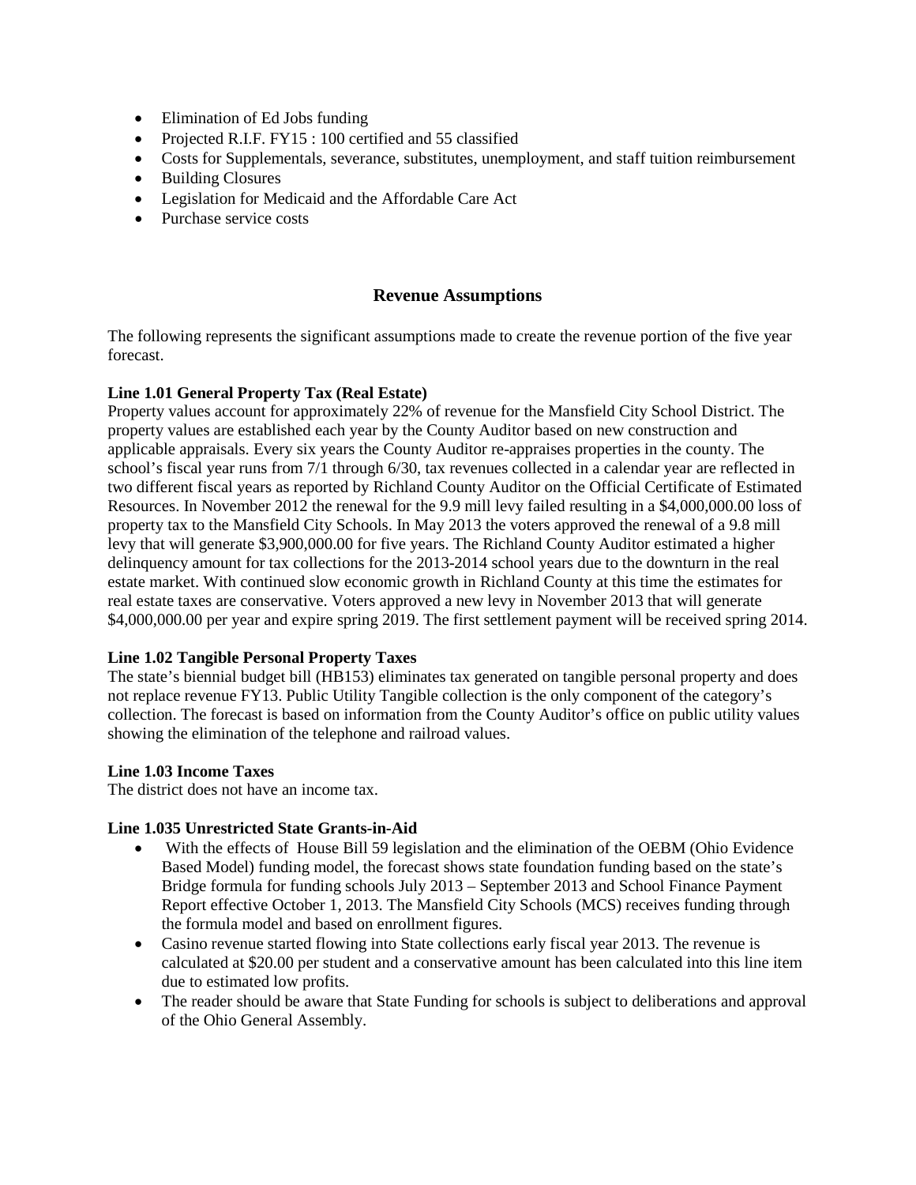- Elimination of Ed Jobs funding
- Projected R.I.F. FY15 : 100 certified and 55 classified
- Costs for Supplementals, severance, substitutes, unemployment, and staff tuition reimbursement
- Building Closures
- Legislation for Medicaid and the Affordable Care Act
- Purchase service costs

## Revenue Assumptions

The following represents the significant assumptions made to create the revenue portion of the five year forecast.

**Line 1.01 General Property Tax (Real Estate)**

Property values account for approximately 22% of revenue for the Mansfield City School District. The property values are established each year by the County Auditor based on new construction and applicable appraisals. Every six years the County Auditor re-appraises properties in the county. The school's fiscal year runs from 7/1 through 6/30, tax revenues collected in a calendar year are reflected in two different fiscal years as reported by Richland County Auditor on the Official Certificate of Estimated Resources. In November 2012 the renewal for the 9.9 mill levy failed resulting in a $4,000,000.00 loss of property tax to the Mansfield City Schools. In May 2013 the voters approved the renewal of a 9.8 mill levy that will generate $3,900,000.00 for five years. The Richland County Auditor estimated a higher delinquency amount for tax collections for the 2013-2014 school years due to the downturn in the real estate market. With continued slow economic growth in Richland County at this time the estimates for real estate taxes are conservative. Voters approved a new levy in November 2013 that will generate $4,000,000.00 per year and expire spring 2019. The first settlement payment will be received spring 2014.

**Line 1.02 Tangible Personal Property Taxes**

The state's biennial budget bill (HB153) eliminates tax generated on tangible personal property and does not replace revenue FY13. Public Utility Tangible collection is the only component of the category's collection. The forecast is based on information from the County Auditor's office on public utility values showing the elimination of the telephone and railroad values.

**Line 1.03 Income Taxes**

The district does not have an income tax.

**Line 1.035 Unrestricted State Grants-in-Aid**

- With the effects of House Bill 59 legislation and the elimination of the OEBM (Ohio Evidence Based Model) funding model, the forecast shows state foundation funding based on the state's Bridge formula for funding schools July 2013 – September 2013 and School Finance Payment Report effective October 1, 2013. The Mansfield City Schools (MCS) receives funding through the formula model and based on enrollment figures.
- Casino revenue started flowing into State collections early fiscal year 2013. The revenue is calculated at $20.00 per student and a conservative amount has been calculated into this line item due to estimated low profits.
- The reader should be aware that State Funding for schools is subject to deliberations and approval of the Ohio General Assembly.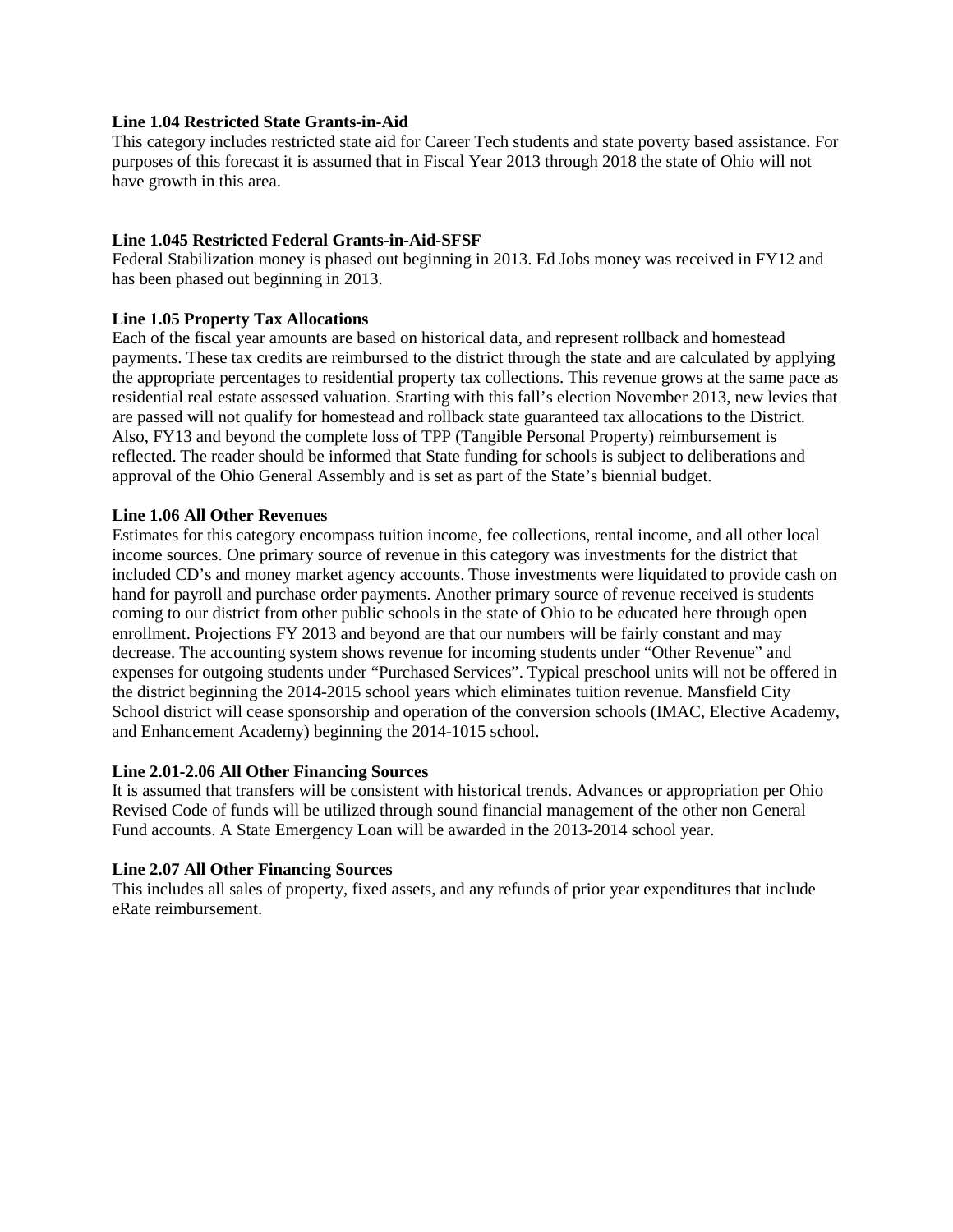**Line 1.04 Restricted State Grants-in-Aid**

This category includes restricted state aid for Career Tech students and state poverty based assistance. For purposes of this forecast it is assumed that in Fiscal Year 2013 through 2018 the state of Ohio will not have growth in this area.

**Line 1.045 Restricted Federal Grants-in-Aid-SFSF**

Federal Stabilization money is phased out beginning in 2013. Ed Jobs money was received in FY12 and has been phased out beginning in 2013.

**Line 1.05 Property Tax Allocations**

Each of the fiscal year amounts are based on historical data, and represent rollback and homestead payments. These tax credits are reimbursed to the district through the state and are calculated by applying the appropriate percentages to residential property tax collections. This revenue grows at the same pace as residential real estate assessed valuation. Starting with this fall's election November 2013, new levies that are passed will not qualify for homestead and rollback state guaranteed tax allocations to the District. Also, FY13 and beyond the complete loss of TPP (Tangible Personal Property) reimbursement is reflected. The reader should be informed that State funding for schools is subject to deliberations and approval of the Ohio General Assembly and is set as part of the State's biennial budget.

**Line 1.06 All Other Revenues**

Estimates for this category encompass tuition income, fee collections, rental income, and all other local income sources. One primary source of revenue in this category was investments for the district that included CD's and money market agency accounts. Those investments were liquidated to provide cash on hand for payroll and purchase order payments. Another primary source of revenue received is students coming to our district from other public schools in the state of Ohio to be educated here through open enrollment. Projections FY 2013 and beyond are that our numbers will be fairly constant and may decrease. The accounting system shows revenue for incoming students under "Other Revenue" and expenses for outgoing students under "Purchased Services". Typical preschool units will not be offered in the district beginning the 2014-2015 school years which eliminates tuition revenue. Mansfield City School district will cease sponsorship and operation of the conversion schools (IMAC, Elective Academy, and Enhancement Academy) beginning the 2014-1015 school.

**Line 2.01-2.06 All Other Financing Sources**

It is assumed that transfers will be consistent with historical trends. Advances or appropriation per Ohio Revised Code of funds will be utilized through sound financial management of the other non General Fund accounts. A State Emergency Loan will be awarded in the 2013-2014 school year.

**Line 2.07 All Other Financing Sources**

This includes all sales of property, fixed assets, and any refunds of prior year expenditures that include eRate reimbursement.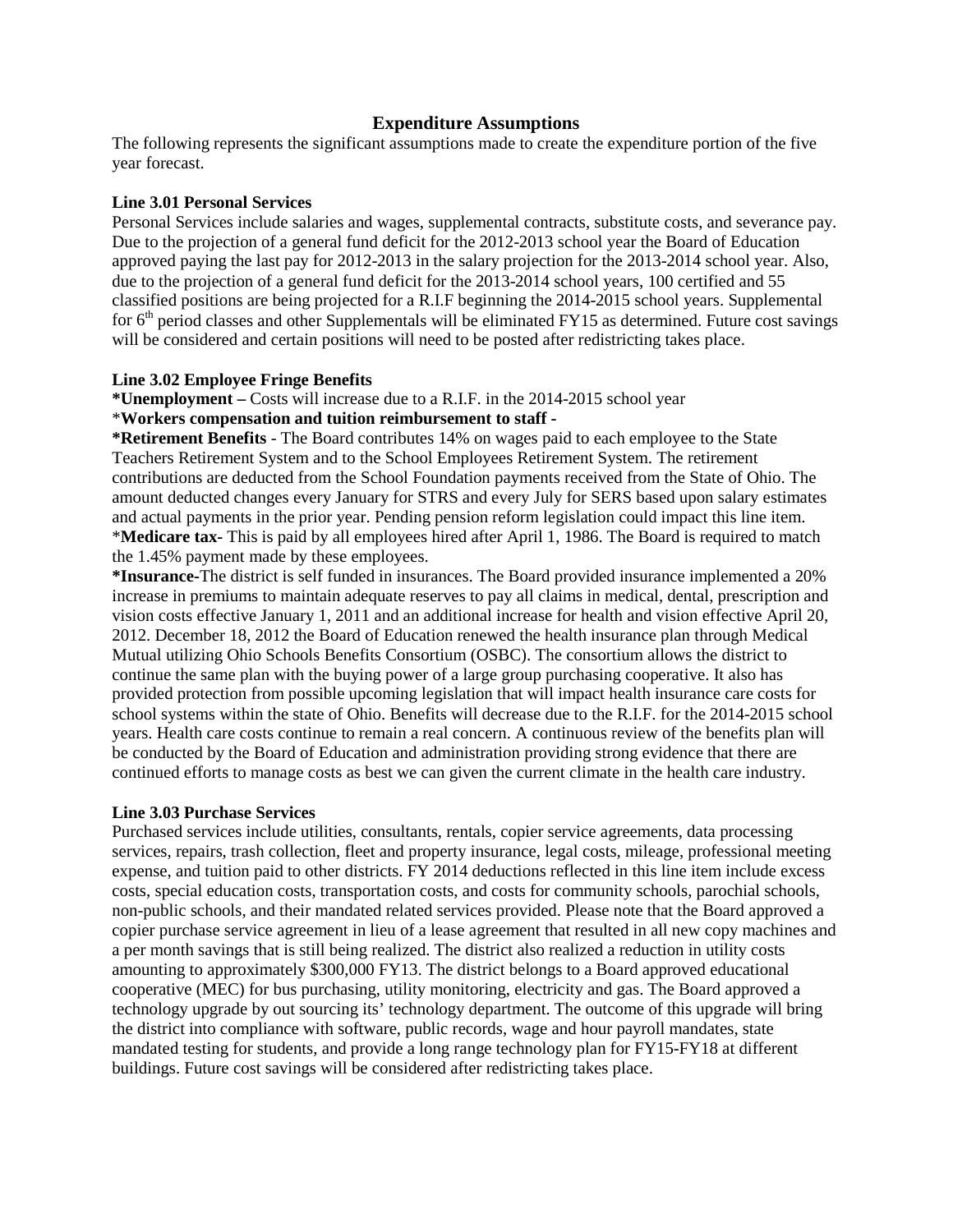## Expenditure Assumptions

The following represents the significant assumptions made to create the expenditure portion of the five year forecast.

**Line 3.01 Personal Services**

Personal Services include salaries and wages, supplemental contracts, substitute costs, and severance pay. Due to the projection of a general fund deficit for the 2012-2013 school year the Board of Education approved paying the last pay for 2012-2013 in the salary projection for the 2013-2014 school year. Also, due to the projection of a general fund deficit for the 2013-2014 school years, 100 certified and 55 classified positions are being projected for a R.I.F beginning the 2014-2015 school years. Supplemental for 6th period classes and other Supplementals will be eliminated FY15 as determined. Future cost savings will be considered and certain positions will need to be posted after redistricting takes place.

**Line 3.02 Employee Fringe Benefits**

**\*Unemployment –** Costs will increase due to a R.I.F. in the 2014-2015 school year

\***Workers compensation and tuition reimbursement to staff -**

**\*Retirement Benefits** - The Board contributes 14% on wages paid to each employee to the State Teachers Retirement System and to the School Employees Retirement System. The retirement contributions are deducted from the School Foundation payments received from the State of Ohio. The amount deducted changes every January for STRS and every July for SERS based upon salary estimates and actual payments in the prior year. Pending pension reform legislation could impact this line item.

\***Medicare tax-** This is paid by all employees hired after April 1, 1986. The Board is required to match the 1.45% payment made by these employees.

**\*Insurance-**The district is self funded in insurances. The Board provided insurance implemented a 20% increase in premiums to maintain adequate reserves to pay all claims in medical, dental, prescription and vision costs effective January 1, 2011 and an additional increase for health and vision effective April 20, 2012. December 18, 2012 the Board of Education renewed the health insurance plan through Medical Mutual utilizing Ohio Schools Benefits Consortium (OSBC). The consortium allows the district to continue the same plan with the buying power of a large group purchasing cooperative. It also has provided protection from possible upcoming legislation that will impact health insurance care costs for school systems within the state of Ohio. Benefits will decrease due to the R.I.F. for the 2014-2015 school years. Health care costs continue to remain a real concern. A continuous review of the benefits plan will be conducted by the Board of Education and administration providing strong evidence that there are continued efforts to manage costs as best we can given the current climate in the health care industry.

**Line 3.03 Purchase Services**

Purchased services include utilities, consultants, rentals, copier service agreements, data processing services, repairs, trash collection, fleet and property insurance, legal costs, mileage, professional meeting expense, and tuition paid to other districts. FY 2014 deductions reflected in this line item include excess costs, special education costs, transportation costs, and costs for community schools, parochial schools, non-public schools, and their mandated related services provided. Please note that the Board approved a copier purchase service agreement in lieu of a lease agreement that resulted in all new copy machines and a per month savings that is still being realized. The district also realized a reduction in utility costs amounting to approximately $300,000 FY13. The district belongs to a Board approved educational cooperative (MEC) for bus purchasing, utility monitoring, electricity and gas. The Board approved a technology upgrade by out sourcing its' technology department. The outcome of this upgrade will bring the district into compliance with software, public records, wage and hour payroll mandates, state mandated testing for students, and provide a long range technology plan for FY15-FY18 at different buildings. Future cost savings will be considered after redistricting takes place.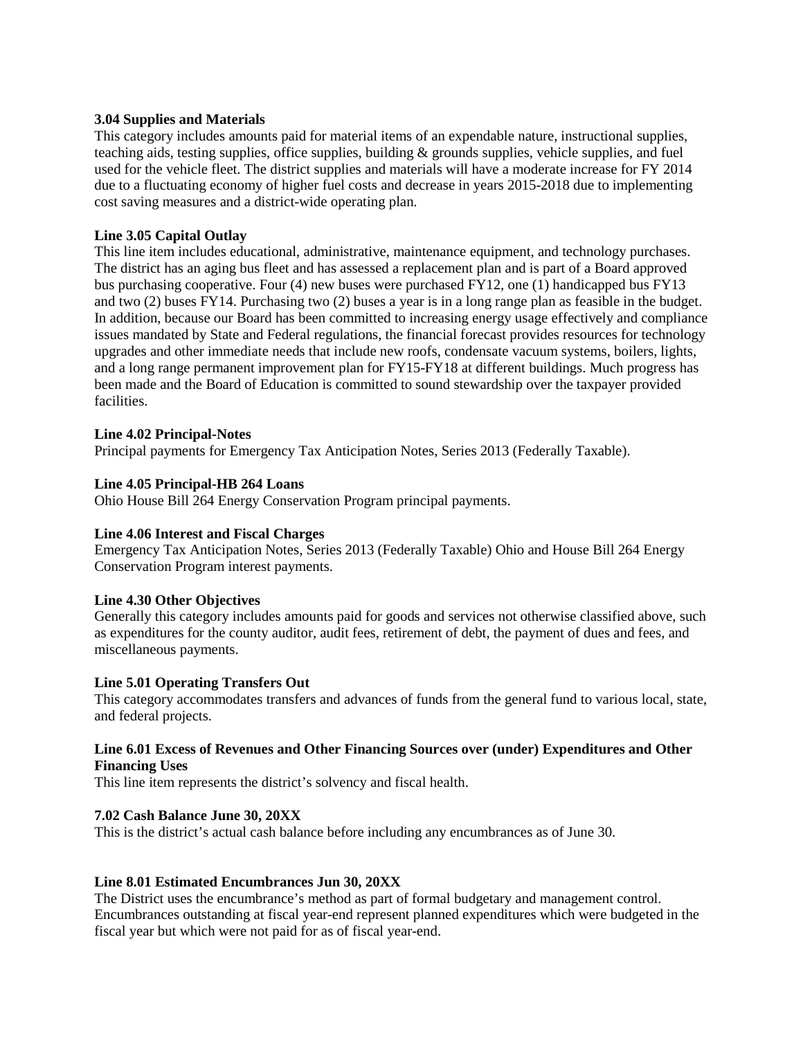**3.04 Supplies and Materials**

This category includes amounts paid for material items of an expendable nature, instructional supplies, teaching aids, testing supplies, office supplies, building & grounds supplies, vehicle supplies, and fuel used for the vehicle fleet. The district supplies and materials will have a moderate increase for FY 2014 due to a fluctuating economy of higher fuel costs and decrease in years 2015-2018 due to implementing cost saving measures and a district-wide operating plan.

**Line 3.05 Capital Outlay**

This line item includes educational, administrative, maintenance equipment, and technology purchases. The district has an aging bus fleet and has assessed a replacement plan and is part of a Board approved bus purchasing cooperative. Four (4) new buses were purchased FY12, one (1) handicapped bus FY13 and two (2) buses FY14. Purchasing two (2) buses a year is in a long range plan as feasible in the budget. In addition, because our Board has been committed to increasing energy usage effectively and compliance issues mandated by State and Federal regulations, the financial forecast provides resources for technology upgrades and other immediate needs that include new roofs, condensate vacuum systems, boilers, lights, and a long range permanent improvement plan for FY15-FY18 at different buildings. Much progress has been made and the Board of Education is committed to sound stewardship over the taxpayer provided facilities.

**Line 4.02 Principal-Notes**

Principal payments for Emergency Tax Anticipation Notes, Series 2013 (Federally Taxable).

**Line 4.05 Principal-HB 264 Loans**

Ohio House Bill 264 Energy Conservation Program principal payments.

**Line 4.06 Interest and Fiscal Charges**

Emergency Tax Anticipation Notes, Series 2013 (Federally Taxable) Ohio and House Bill 264 Energy Conservation Program interest payments.

**Line 4.30 Other Objectives**

Generally this category includes amounts paid for goods and services not otherwise classified above, such as expenditures for the county auditor, audit fees, retirement of debt, the payment of dues and fees, and miscellaneous payments.

**Line 5.01 Operating Transfers Out**

This category accommodates transfers and advances of funds from the general fund to various local, state, and federal projects.

**Line 6.01 Excess of Revenues and Other Financing Sources over (under) Expenditures and Other Financing Uses**

This line item represents the district's solvency and fiscal health.

**7.02 Cash Balance June 30, 20XX**

This is the district's actual cash balance before including any encumbrances as of June 30.

**Line 8.01 Estimated Encumbrances Jun 30, 20XX**

The District uses the encumbrance's method as part of formal budgetary and management control. Encumbrances outstanding at fiscal year-end represent planned expenditures which were budgeted in the fiscal year but which were not paid for as of fiscal year-end.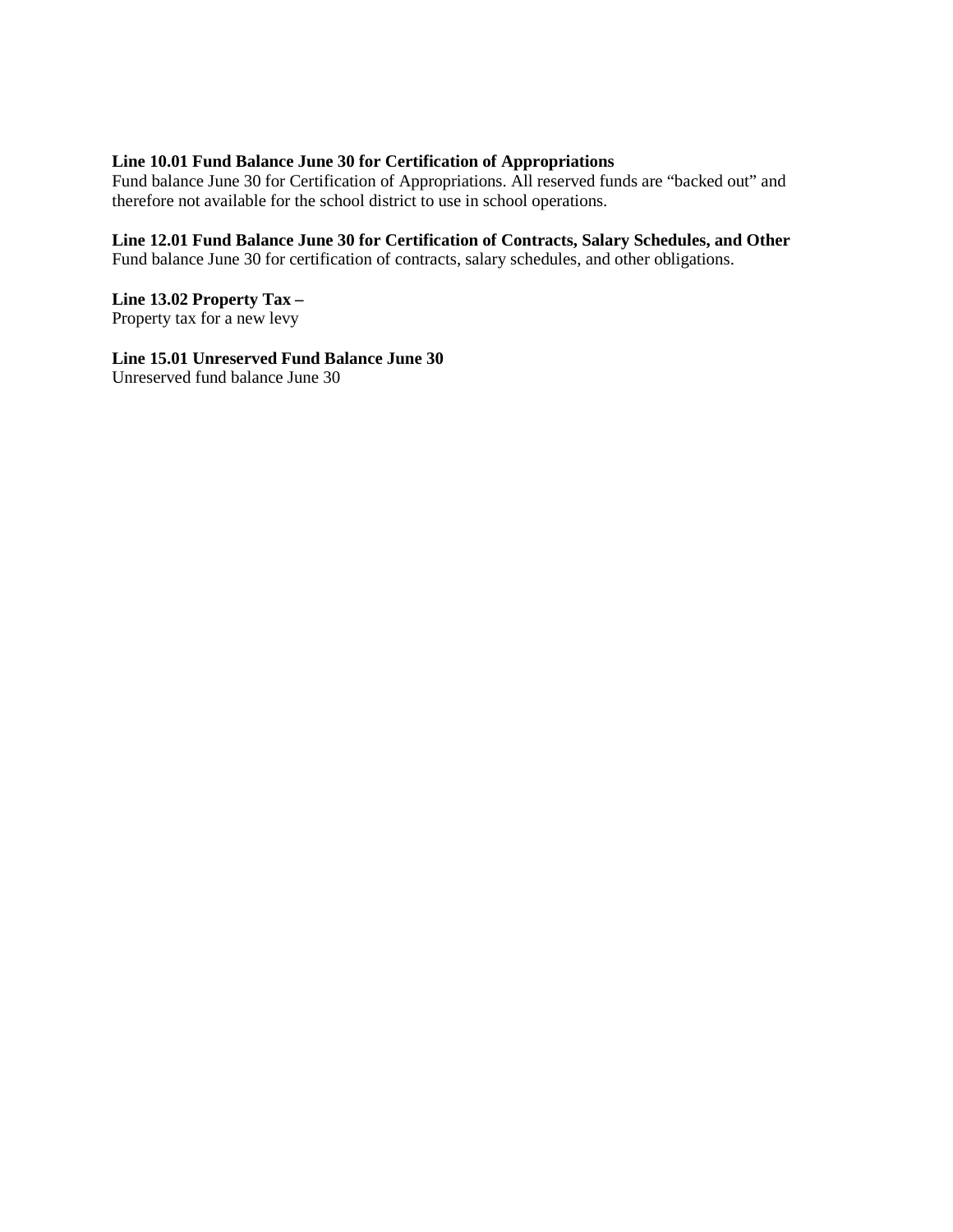**Line 10.01 Fund Balance June 30 for Certification of Appropriations**
Fund balance June 30 for Certification of Appropriations. All reserved funds are "backed out" and therefore not available for the school district to use in school operations.

**Line 12.01 Fund Balance June 30 for Certification of Contracts, Salary Schedules, and Other**
Fund balance June 30 for certification of contracts, salary schedules, and other obligations.

**Line 13.02 Property Tax –**
Property tax for a new levy

**Line 15.01 Unreserved Fund Balance June 30**
Unreserved fund balance June 30